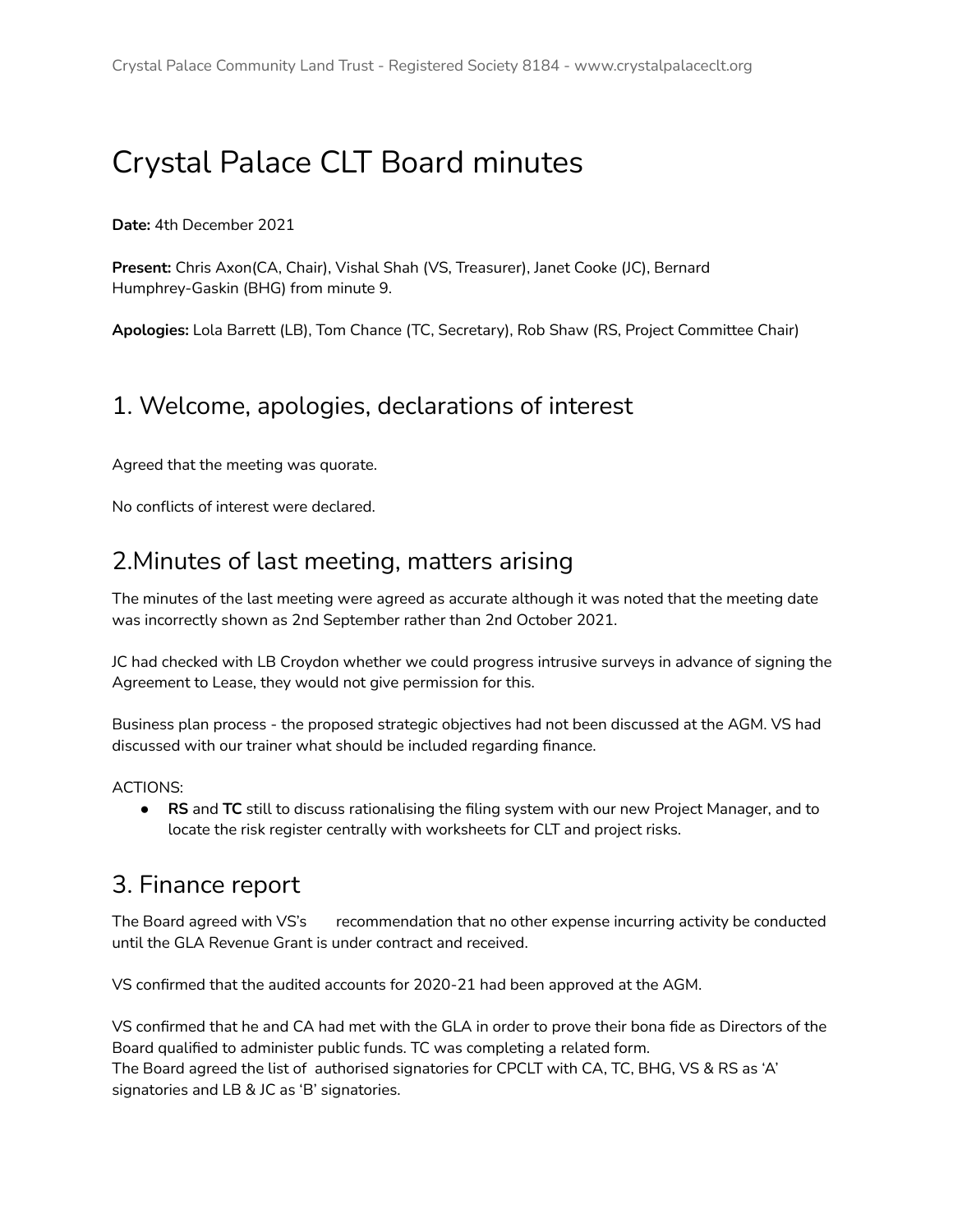# Crystal Palace CLT Board minutes

**Date:** 4th December 2021

**Present:** Chris Axon(CA, Chair), Vishal Shah (VS, Treasurer), Janet Cooke (JC), Bernard Humphrey-Gaskin (BHG) from minute 9.

**Apologies:** Lola Barrett (LB), Tom Chance (TC, Secretary), Rob Shaw (RS, Project Committee Chair)

## 1. Welcome, apologies, declarations of interest

Agreed that the meeting was quorate.

No conflicts of interest were declared.

## 2.Minutes of last meeting, matters arising

The minutes of the last meeting were agreed as accurate although it was noted that the meeting date was incorrectly shown as 2nd September rather than 2nd October 2021.

JC had checked with LB Croydon whether we could progress intrusive surveys in advance of signing the Agreement to Lease, they would not give permission for this.

Business plan process - the proposed strategic objectives had not been discussed at the AGM. VS had discussed with our trainer what should be included regarding finance.

ACTIONS:

- **RS** and **TC** still to discuss rationalising the filing system with our new Project Manager, and to locate the risk register centrally with worksheets for CLT and project risks.

## 3. Finance report

The Board agreed with VS's recommendation that no other expense incurring activity be conducted until the GLA Revenue Grant is under contract and received.

VS confirmed that the audited accounts for 2020-21 had been approved at the AGM.

VS confirmed that he and CA had met with the GLA in order to prove their bona fide as Directors of the Board qualified to administer public funds. TC was completing a related form.
The Board agreed the list of authorised signatories for CPCLT with CA, TC, BHG, VS & RS as 'A' signatories and LB & JC as 'B' signatories.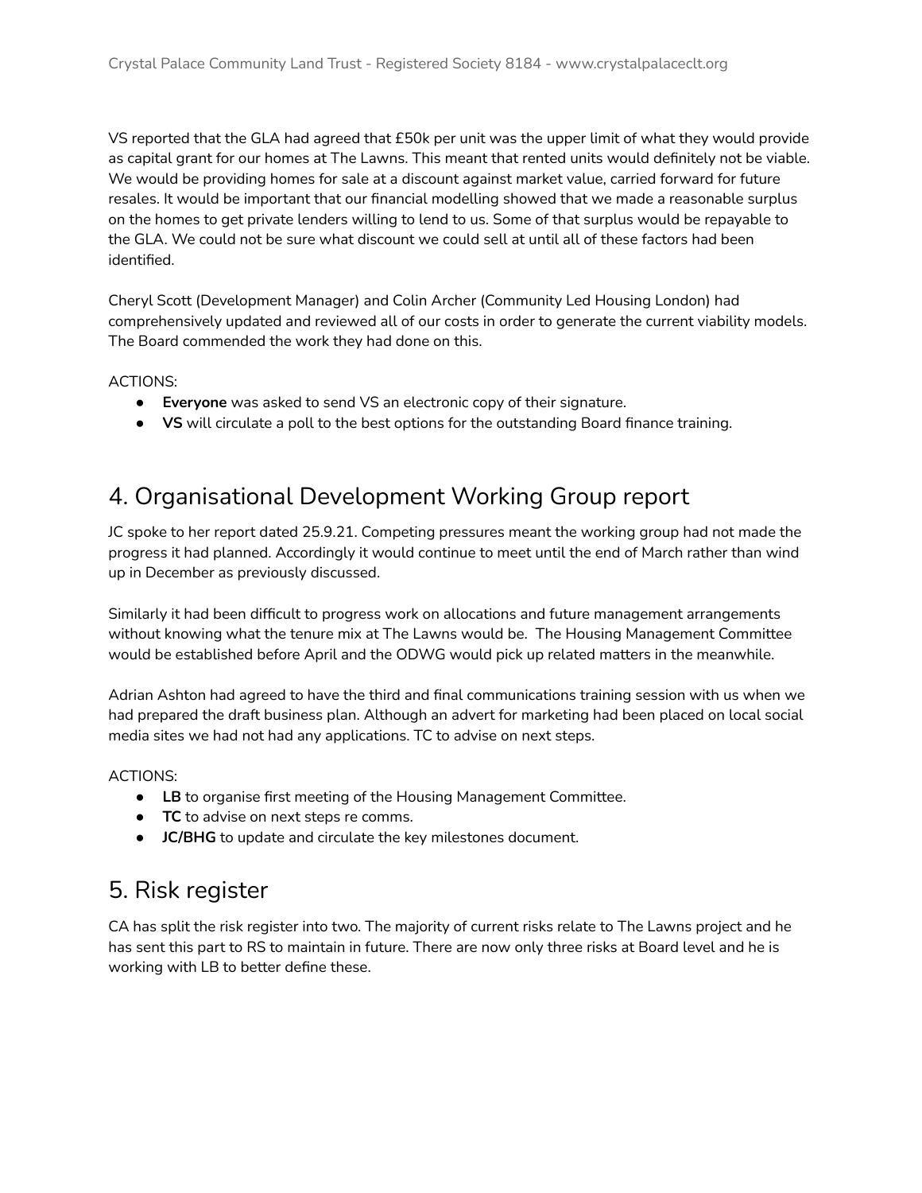VS reported that the GLA had agreed that £50k per unit was the upper limit of what they would provide as capital grant for our homes at The Lawns. This meant that rented units would definitely not be viable. We would be providing homes for sale at a discount against market value, carried forward for future resales. It would be important that our financial modelling showed that we made a reasonable surplus on the homes to get private lenders willing to lend to us. Some of that surplus would be repayable to the GLA. We could not be sure what discount we could sell at until all of these factors had been identified.

Cheryl Scott (Development Manager) and Colin Archer (Community Led Housing London) had comprehensively updated and reviewed all of our costs in order to generate the current viability models. The Board commended the work they had done on this.

ACTIONS:

- **Everyone** was asked to send VS an electronic copy of their signature.
- **VS** will circulate a poll to the best options for the outstanding Board finance training.

## 4. Organisational Development Working Group report

JC spoke to her report dated 25.9.21. Competing pressures meant the working group had not made the progress it had planned. Accordingly it would continue to meet until the end of March rather than wind up in December as previously discussed.

Similarly it had been difficult to progress work on allocations and future management arrangements without knowing what the tenure mix at The Lawns would be. The Housing Management Committee would be established before April and the ODWG would pick up related matters in the meanwhile.

Adrian Ashton had agreed to have the third and final communications training session with us when we had prepared the draft business plan. Although an advert for marketing had been placed on local social media sites we had not had any applications. TC to advise on next steps.

ACTIONS:

- **LB** to organise first meeting of the Housing Management Committee.
- **TC** to advise on next steps re comms.
- **JC/BHG** to update and circulate the key milestones document.

## 5. Risk register

CA has split the risk register into two. The majority of current risks relate to The Lawns project and he has sent this part to RS to maintain in future. There are now only three risks at Board level and he is working with LB to better define these.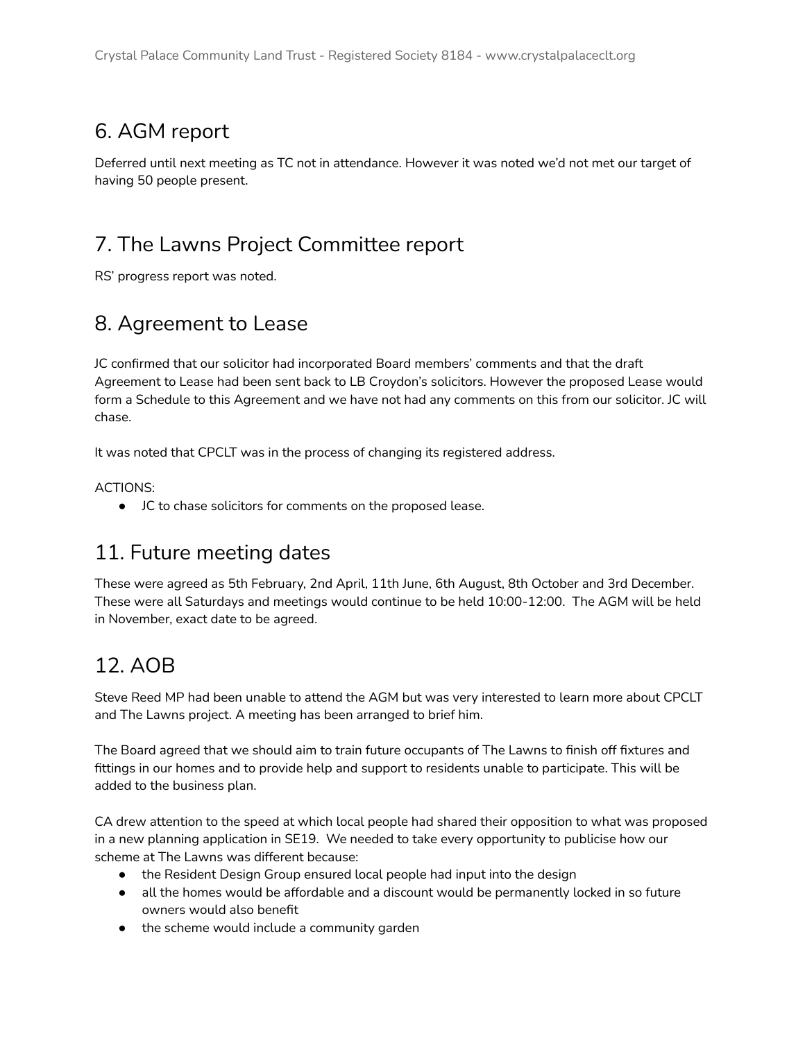## 6. AGM report

Deferred until next meeting as TC not in attendance. However it was noted we'd not met our target of having 50 people present.

## 7. The Lawns Project Committee report

RS' progress report was noted.

## 8. Agreement to Lease

JC confirmed that our solicitor had incorporated Board members' comments and that the draft Agreement to Lease had been sent back to LB Croydon's solicitors. However the proposed Lease would form a Schedule to this Agreement and we have not had any comments on this from our solicitor. JC will chase.

It was noted that CPCLT was in the process of changing its registered address.

ACTIONS:

- JC to chase solicitors for comments on the proposed lease.

## 11. Future meeting dates

These were agreed as 5th February, 2nd April, 11th June, 6th August, 8th October and 3rd December. These were all Saturdays and meetings would continue to be held 10:00-12:00. The AGM will be held in November, exact date to be agreed.

## 12. AOB

Steve Reed MP had been unable to attend the AGM but was very interested to learn more about CPCLT and The Lawns project. A meeting has been arranged to brief him.

The Board agreed that we should aim to train future occupants of The Lawns to finish off fixtures and fittings in our homes and to provide help and support to residents unable to participate. This will be added to the business plan.

CA drew attention to the speed at which local people had shared their opposition to what was proposed in a new planning application in SE19. We needed to take every opportunity to publicise how our scheme at The Lawns was different because:

- the Resident Design Group ensured local people had input into the design
- all the homes would be affordable and a discount would be permanently locked in so future owners would also benefit
- the scheme would include a community garden